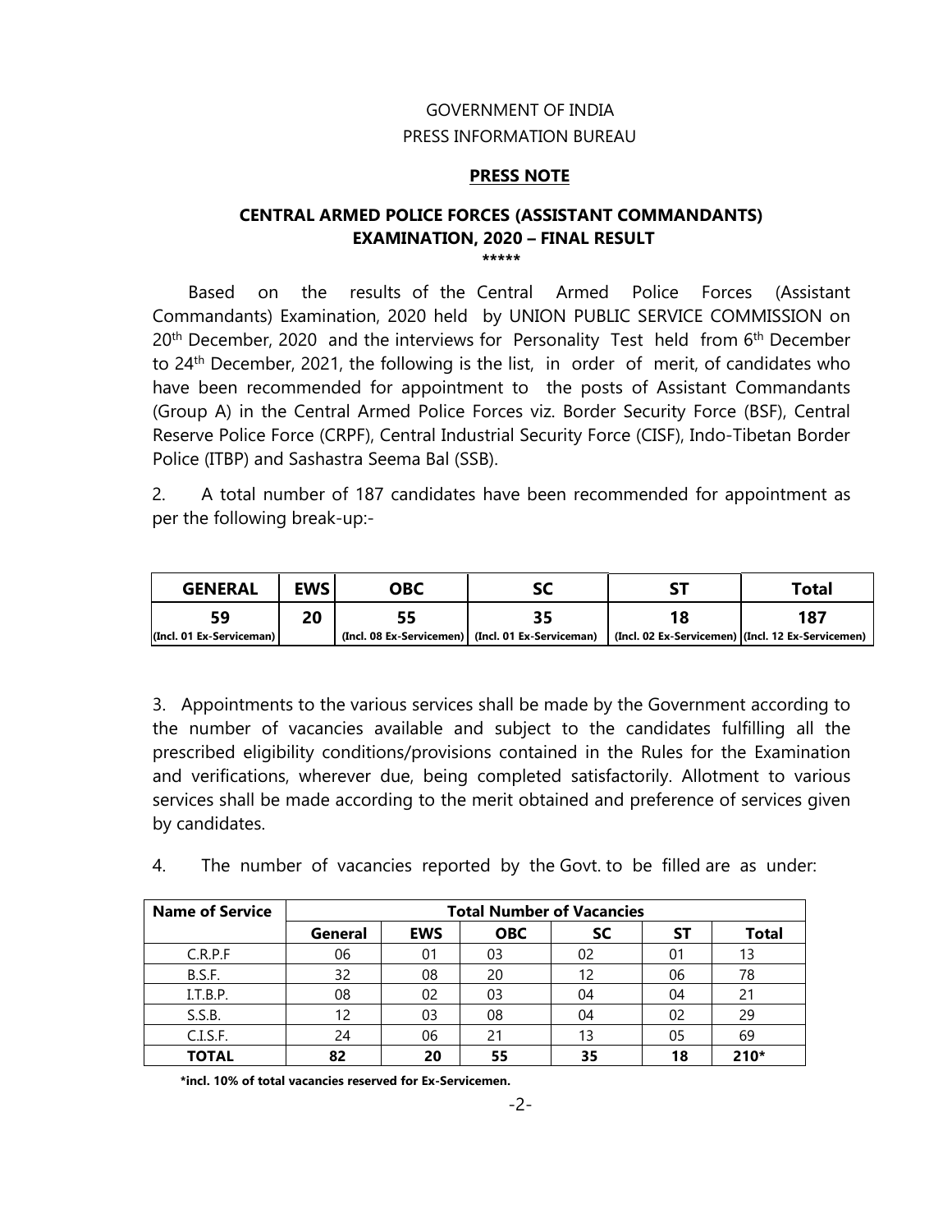GOVERNMENT OF INDIA

PRESS INFORMATION BUREAU

**PRESS NOTE**

## CENTRAL ARMED POLICE FORCES (ASSISTANT COMMANDANTS) EXAMINATION, 2020 – FINAL RESULT

*****

Based on the results of the Central Armed Police Forces (Assistant Commandants) Examination, 2020 held by UNION PUBLIC SERVICE COMMISSION on 20th December, 2020 and the interviews for Personality Test held from 6th December to 24th December, 2021, the following is the list, in order of merit, of candidates who have been recommended for appointment to the posts of Assistant Commandants (Group A) in the Central Armed Police Forces viz. Border Security Force (BSF), Central Reserve Police Force (CRPF), Central Industrial Security Force (CISF), Indo-Tibetan Border Police (ITBP) and Sashastra Seema Bal (SSB).

2. A total number of 187 candidates have been recommended for appointment as per the following break-up:-

| GENERAL | EWS | OBC | SC | ST | Total |
|---|---|---|---|---|---|
| **59** (Incl. 01 Ex-Serviceman) | **20** | **55** (Incl. 08 Ex-Servicemen) | **35** (Incl. 01 Ex-Serviceman) | **18** (Incl. 02 Ex-Servicemen) | **187** (Incl. 12 Ex-Servicemen) |

3. Appointments to the various services shall be made by the Government according to the number of vacancies available and subject to the candidates fulfilling all the prescribed eligibility conditions/provisions contained in the Rules for the Examination and verifications, wherever due, being completed satisfactorily. Allotment to various services shall be made according to the merit obtained and preference of services given by candidates.

4. The number of vacancies reported by the Govt. to be filled are as under:

| Name of Service | Total Number of Vacancies | | | | | |
|---|---|---|---|---|---|---|
| | General | EWS | OBC | SC | ST | Total |
| C.R.P.F | 06 | 01 | 03 | 02 | 01 | 13 |
| B.S.F. | 32 | 08 | 20 | 12 | 06 | 78 |
| I.T.B.P. | 08 | 02 | 03 | 04 | 04 | 21 |
| S.S.B. | 12 | 03 | 08 | 04 | 02 | 29 |
| C.I.S.F. | 24 | 06 | 21 | 13 | 05 | 69 |
| **TOTAL** | **82** | **20** | **55** | **35** | **18** | **210*** |

***incl. 10% of total vacancies reserved for Ex-Servicemen.**

-2-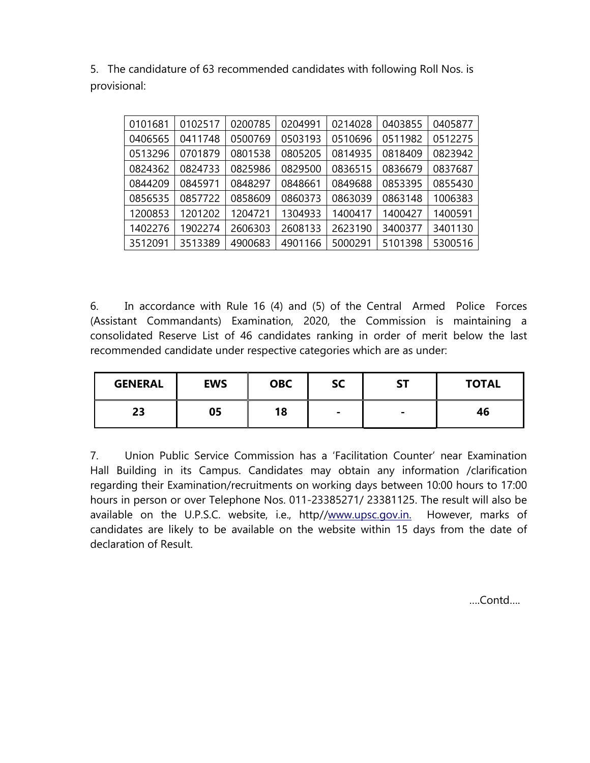5. The candidature of 63 recommended candidates with following Roll Nos. is provisional:

| | | | | | | |
|---|---|---|---|---|---|---|
| 0101681 | 0102517 | 0200785 | 0204991 | 0214028 | 0403855 | 0405877 |
| 0406565 | 0411748 | 0500769 | 0503193 | 0510696 | 0511982 | 0512275 |
| 0513296 | 0701879 | 0801538 | 0805205 | 0814935 | 0818409 | 0823942 |
| 0824362 | 0824733 | 0825986 | 0829500 | 0836515 | 0836679 | 0837687 |
| 0844209 | 0845971 | 0848297 | 0848661 | 0849688 | 0853395 | 0855430 |
| 0856535 | 0857722 | 0858609 | 0860373 | 0863039 | 0863148 | 1006383 |
| 1200853 | 1201202 | 1204721 | 1304933 | 1400417 | 1400427 | 1400591 |
| 1402276 | 1902274 | 2606303 | 2608133 | 2623190 | 3400377 | 3401130 |
| 3512091 | 3513389 | 4900683 | 4901166 | 5000291 | 5101398 | 5300516 |

6. In accordance with Rule 16 (4) and (5) of the Central Armed Police Forces (Assistant Commandants) Examination, 2020, the Commission is maintaining a consolidated Reserve List of 46 candidates ranking in order of merit below the last recommended candidate under respective categories which are as under:

| GENERAL | EWS | OBC | SC | ST | TOTAL |
|---|---|---|---|---|---|
| 23 | 05 | 18 | - | - | 46 |

7. Union Public Service Commission has a 'Facilitation Counter' near Examination Hall Building in its Campus. Candidates may obtain any information /clarification regarding their Examination/recruitments on working days between 10:00 hours to 17:00 hours in person or over Telephone Nos. 011-23385271/ 23381125. The result will also be available on the U.P.S.C. website, i.e., http//www.upsc.gov.in. However, marks of candidates are likely to be available on the website within 15 days from the date of declaration of Result.

....Contd....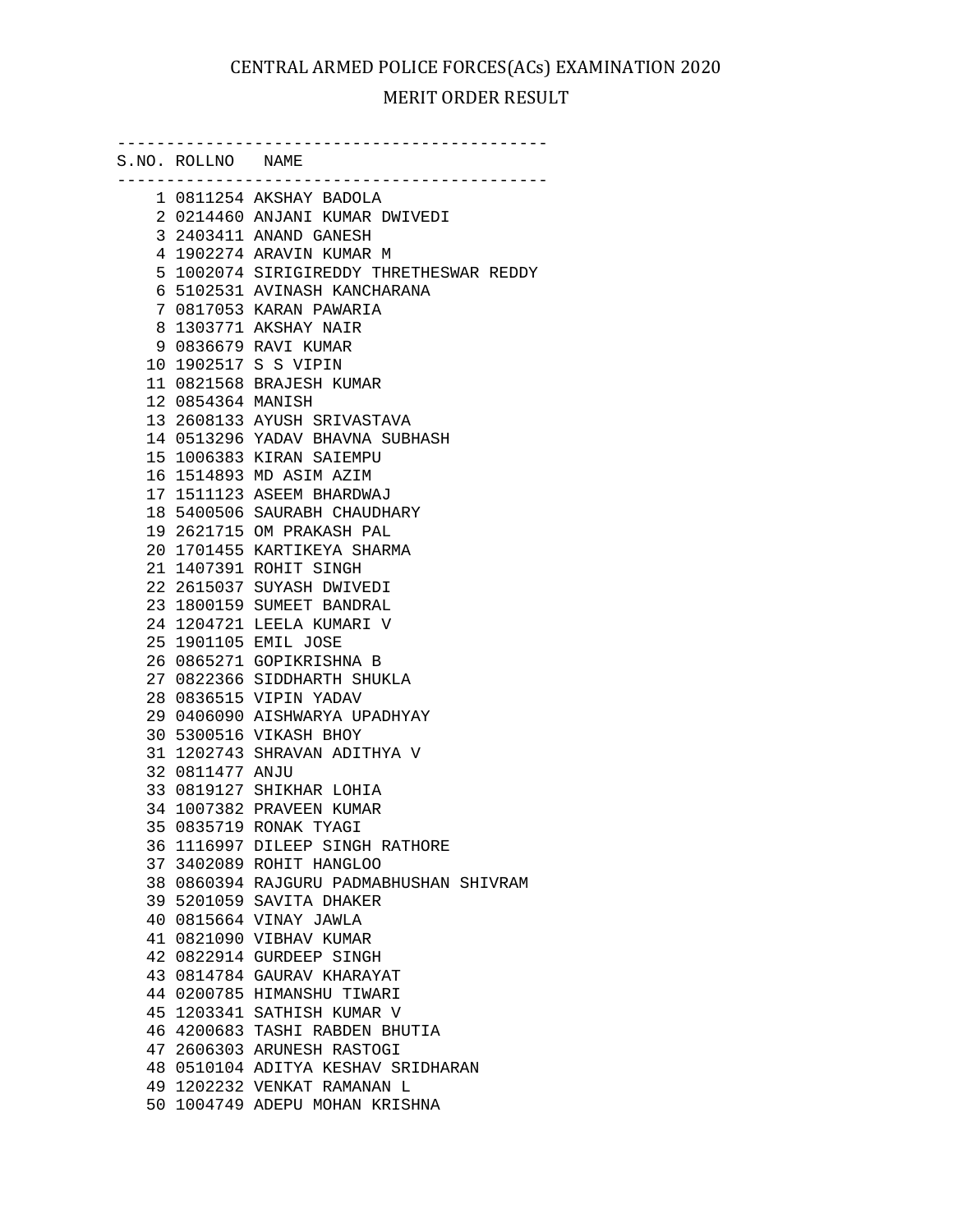# CENTRAL ARMED POLICE FORCES(ACs) EXAMINATION 2020

## MERIT ORDER RESULT

| S.NO. | ROLLNO | NAME |
|---|---|---|
| 1 | 0811254 | AKSHAY BADOLA |
| 2 | 0214460 | ANJANI KUMAR DWIVEDI |
| 3 | 2403411 | ANAND GANESH |
| 4 | 1902274 | ARAVIN KUMAR M |
| 5 | 1002074 | SIRIGIREDDY THRETHESWAR REDDY |
| 6 | 5102531 | AVINASH KANCHARANA |
| 7 | 0817053 | KARAN PAWARIA |
| 8 | 1303771 | AKSHAY NAIR |
| 9 | 0836679 | RAVI KUMAR |
| 10 | 1902517 | S S VIPIN |
| 11 | 0821568 | BRAJESH KUMAR |
| 12 | 0854364 | MANISH |
| 13 | 2608133 | AYUSH SRIVASTAVA |
| 14 | 0513296 | YADAV BHAVNA SUBHASH |
| 15 | 1006383 | KIRAN SAIEMPU |
| 16 | 1514893 | MD ASIM AZIM |
| 17 | 1511123 | ASEEM BHARDWAJ |
| 18 | 5400506 | SAURABH CHAUDHARY |
| 19 | 2621715 | OM PRAKASH PAL |
| 20 | 1701455 | KARTIKEYA SHARMA |
| 21 | 1407391 | ROHIT SINGH |
| 22 | 2615037 | SUYASH DWIVEDI |
| 23 | 1800159 | SUMEET BANDRAL |
| 24 | 1204721 | LEELA KUMARI V |
| 25 | 1901105 | EMIL JOSE |
| 26 | 0865271 | GOPIKRISHNA B |
| 27 | 0822366 | SIDDHARTH SHUKLA |
| 28 | 0836515 | VIPIN YADAV |
| 29 | 0406090 | AISHWARYA UPADHYAY |
| 30 | 5300516 | VIKASH BHOY |
| 31 | 1202743 | SHRAVAN ADITHYA V |
| 32 | 0811477 | ANJU |
| 33 | 0819127 | SHIKHAR LOHIA |
| 34 | 1007382 | PRAVEEN KUMAR |
| 35 | 0835719 | RONAK TYAGI |
| 36 | 1116997 | DILEEP SINGH RATHORE |
| 37 | 3402089 | ROHIT HANGLOO |
| 38 | 0860394 | RAJGURU PADMABHUSHAN SHIVRAM |
| 39 | 5201059 | SAVITA DHAKER |
| 40 | 0815664 | VINAY JAWLA |
| 41 | 0821090 | VIBHAV KUMAR |
| 42 | 0822914 | GURDEEP SINGH |
| 43 | 0814784 | GAURAV KHARAYAT |
| 44 | 0200785 | HIMANSHU TIWARI |
| 45 | 1203341 | SATHISH KUMAR V |
| 46 | 4200683 | TASHI RABDEN BHUTIA |
| 47 | 2606303 | ARUNESH RASTOGI |
| 48 | 0510104 | ADITYA KESHAV SRIDHARAN |
| 49 | 1202232 | VENKAT RAMANAN L |
| 50 | 1004749 | ADEPU MOHAN KRISHNA |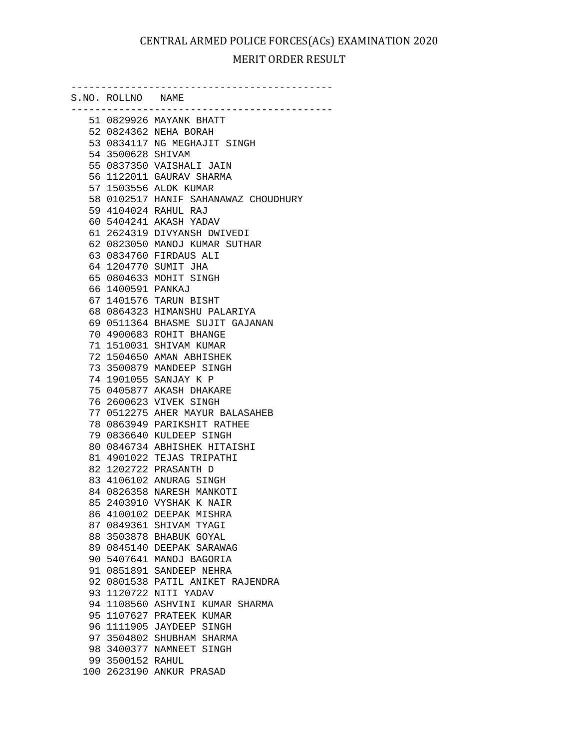# CENTRAL ARMED POLICE FORCES(ACs) EXAMINATION 2020

## MERIT ORDER RESULT

| S.NO. | ROLLNO | NAME |
|---|---|---|
| 51 | 0829926 | MAYANK BHATT |
| 52 | 0824362 | NEHA BORAH |
| 53 | 0834117 | NG MEGHAJIT SINGH |
| 54 | 3500628 | SHIVAM |
| 55 | 0837350 | VAISHALI JAIN |
| 56 | 1122011 | GAURAV SHARMA |
| 57 | 1503556 | ALOK KUMAR |
| 58 | 0102517 | HANIF SAHANAWAZ CHOUDHURY |
| 59 | 4104024 | RAHUL RAJ |
| 60 | 5404241 | AKASH YADAV |
| 61 | 2624319 | DIVYANSH DWIVEDI |
| 62 | 0823050 | MANOJ KUMAR SUTHAR |
| 63 | 0834760 | FIRDAUS ALI |
| 64 | 1204770 | SUMIT JHA |
| 65 | 0804633 | MOHIT SINGH |
| 66 | 1400591 | PANKAJ |
| 67 | 1401576 | TARUN BISHT |
| 68 | 0864323 | HIMANSHU PALARIYA |
| 69 | 0511364 | BHASME SUJIT GAJANAN |
| 70 | 4900683 | ROHIT BHANGE |
| 71 | 1510031 | SHIVAM KUMAR |
| 72 | 1504650 | AMAN ABHISHEK |
| 73 | 3500879 | MANDEEP SINGH |
| 74 | 1901055 | SANJAY K P |
| 75 | 0405877 | AKASH DHAKARE |
| 76 | 2600623 | VIVEK SINGH |
| 77 | 0512275 | AHER MAYUR BALASAHEB |
| 78 | 0863949 | PARIKSHIT RATHEE |
| 79 | 0836640 | KULDEEP SINGH |
| 80 | 0846734 | ABHISHEK HITAISHI |
| 81 | 4901022 | TEJAS TRIPATHI |
| 82 | 1202722 | PRASANTH D |
| 83 | 4106102 | ANURAG SINGH |
| 84 | 0826358 | NARESH MANKOTI |
| 85 | 2403910 | VYSHAK K NAIR |
| 86 | 4100102 | DEEPAK MISHRA |
| 87 | 0849361 | SHIVAM TYAGI |
| 88 | 3503878 | BHABUK GOYAL |
| 89 | 0845140 | DEEPAK SARAWAG |
| 90 | 5407641 | MANOJ BAGORIA |
| 91 | 0851891 | SANDEEP NEHRA |
| 92 | 0801538 | PATIL ANIKET RAJENDRA |
| 93 | 1120722 | NITI YADAV |
| 94 | 1108560 | ASHVINI KUMAR SHARMA |
| 95 | 1107627 | PRATEEK KUMAR |
| 96 | 1111905 | JAYDEEP SINGH |
| 97 | 3504802 | SHUBHAM SHARMA |
| 98 | 3400377 | NAMNEET SINGH |
| 99 | 3500152 | RAHUL |
| 100 | 2623190 | ANKUR PRASAD |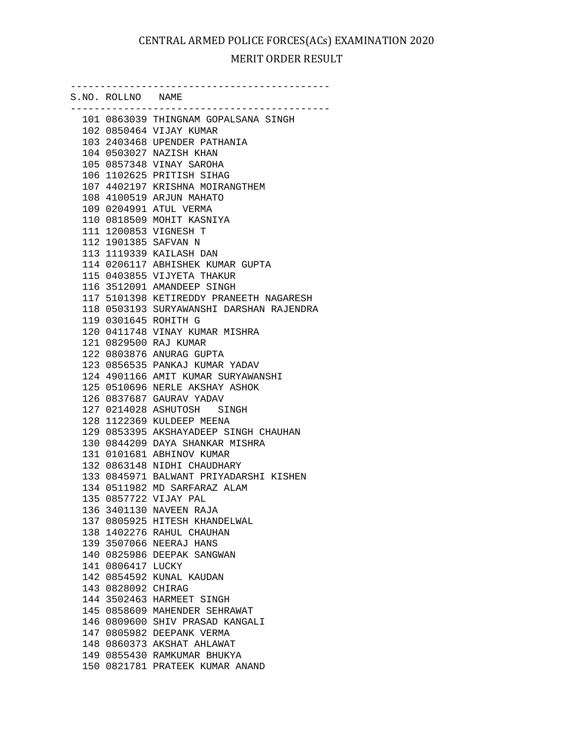# CENTRAL ARMED POLICE FORCES(ACs) EXAMINATION 2020

## MERIT ORDER RESULT

| S.NO. | ROLLNO | NAME |
|---|---|---|
| 101 | 0863039 | THINGNAM GOPALSANA SINGH |
| 102 | 0850464 | VIJAY KUMAR |
| 103 | 2403468 | UPENDER PATHANIA |
| 104 | 0503027 | NAZISH KHAN |
| 105 | 0857348 | VINAY SAROHA |
| 106 | 1102625 | PRITISH SIHAG |
| 107 | 4402197 | KRISHNA MOIRANGTHEM |
| 108 | 4100519 | ARJUN MAHATO |
| 109 | 0204991 | ATUL VERMA |
| 110 | 0818509 | MOHIT KASNIYA |
| 111 | 1200853 | VIGNESH T |
| 112 | 1901385 | SAFVAN N |
| 113 | 1119339 | KAILASH DAN |
| 114 | 0206117 | ABHISHEK KUMAR GUPTA |
| 115 | 0403855 | VIJYETA THAKUR |
| 116 | 3512091 | AMANDEEP SINGH |
| 117 | 5101398 | KETIREDDY PRANEETH NAGARESH |
| 118 | 0503193 | SURYAWANSHI DARSHAN RAJENDRA |
| 119 | 0301645 | ROHITH G |
| 120 | 0411748 | VINAY KUMAR MISHRA |
| 121 | 0829500 | RAJ KUMAR |
| 122 | 0803876 | ANURAG GUPTA |
| 123 | 0856535 | PANKAJ KUMAR YADAV |
| 124 | 4901166 | AMIT KUMAR SURYAWANSHI |
| 125 | 0510696 | NERLE AKSHAY ASHOK |
| 126 | 0837687 | GAURAV YADAV |
| 127 | 0214028 | ASHUTOSH SINGH |
| 128 | 1122369 | KULDEEP MEENA |
| 129 | 0853395 | AKSHAYADEEP SINGH CHAUHAN |
| 130 | 0844209 | DAYA SHANKAR MISHRA |
| 131 | 0101681 | ABHINOV KUMAR |
| 132 | 0863148 | NIDHI CHAUDHARY |
| 133 | 0845971 | BALWANT PRIYADARSHI KISHEN |
| 134 | 0511982 | MD SARFARAZ ALAM |
| 135 | 0857722 | VIJAY PAL |
| 136 | 3401130 | NAVEEN RAJA |
| 137 | 0805925 | HITESH KHANDELWAL |
| 138 | 1402276 | RAHUL CHAUHAN |
| 139 | 3507066 | NEERAJ HANS |
| 140 | 0825986 | DEEPAK SANGWAN |
| 141 | 0806417 | LUCKY |
| 142 | 0854592 | KUNAL KAUDAN |
| 143 | 0828092 | CHIRAG |
| 144 | 3502463 | HARMEET SINGH |
| 145 | 0858609 | MAHENDER SEHRAWAT |
| 146 | 0809600 | SHIV PRASAD KANGALI |
| 147 | 0805982 | DEEPANK VERMA |
| 148 | 0860373 | AKSHAT AHLAWAT |
| 149 | 0855430 | RAMKUMAR BHUKYA |
| 150 | 0821781 | PRATEEK KUMAR ANAND |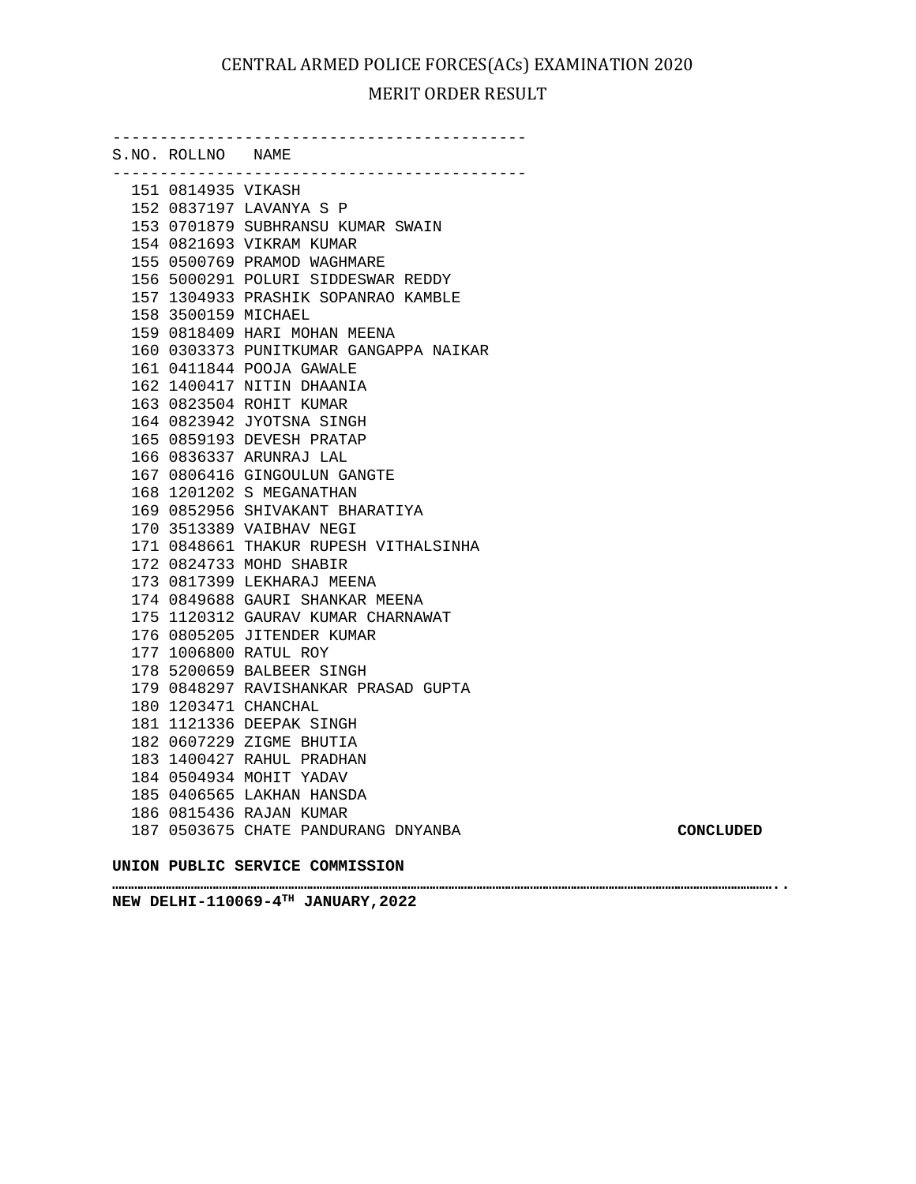# CENTRAL ARMED POLICE FORCES(ACs) EXAMINATION 2020

## MERIT ORDER RESULT

| S.NO. | ROLLNO | NAME |
|---|---|---|
| 151 | 0814935 | VIKASH |
| 152 | 0837197 | LAVANYA S P |
| 153 | 0701879 | SUBHRANSU KUMAR SWAIN |
| 154 | 0821693 | VIKRAM KUMAR |
| 155 | 0500769 | PRAMOD WAGHMARE |
| 156 | 5000291 | POLURI SIDDESWAR REDDY |
| 157 | 1304933 | PRASHIK SOPANRAO KAMBLE |
| 158 | 3500159 | MICHAEL |
| 159 | 0818409 | HARI MOHAN MEENA |
| 160 | 0303373 | PUNITKUMAR GANGAPPA NAIKAR |
| 161 | 0411844 | POOJA GAWALE |
| 162 | 1400417 | NITIN DHAANIA |
| 163 | 0823504 | ROHIT KUMAR |
| 164 | 0823942 | JYOTSNA SINGH |
| 165 | 0859193 | DEVESH PRATAP |
| 166 | 0836337 | ARUNRAJ LAL |
| 167 | 0806416 | GINGOULUN GANGTE |
| 168 | 1201202 | S MEGANATHAN |
| 169 | 0852956 | SHIVAKANT BHARATIYA |
| 170 | 3513389 | VAIBHAV NEGI |
| 171 | 0848661 | THAKUR RUPESH VITHALSINHA |
| 172 | 0824733 | MOHD SHABIR |
| 173 | 0817399 | LEKHARAJ MEENA |
| 174 | 0849688 | GAURI SHANKAR MEENA |
| 175 | 1120312 | GAURAV KUMAR CHARNAWAT |
| 176 | 0805205 | JITENDER KUMAR |
| 177 | 1006800 | RATUL ROY |
| 178 | 5200659 | BALBEER SINGH |
| 179 | 0848297 | RAVISHANKAR PRASAD GUPTA |
| 180 | 1203471 | CHANCHAL |
| 181 | 1121336 | DEEPAK SINGH |
| 182 | 0607229 | ZIGME BHUTIA |
| 183 | 1400427 | RAHUL PRADHAN |
| 184 | 0504934 | MOHIT YADAV |
| 185 | 0406565 | LAKHAN HANSDA |
| 186 | 0815436 | RAJAN KUMAR |
| 187 | 0503675 | CHATE PANDURANG DNYANBA |

**CONCLUDED**

**UNION PUBLIC SERVICE COMMISSION**

**NEW DELHI-110069-4TH JANUARY,2022**